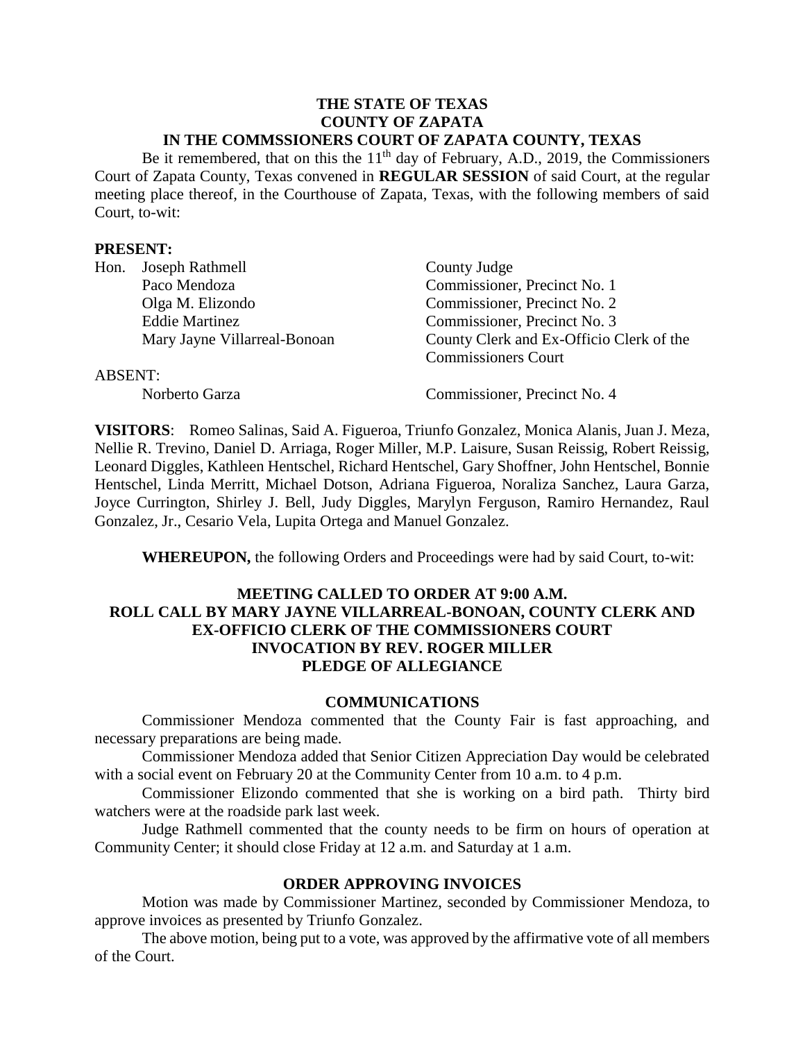**THE STATE OF TEXAS**
**COUNTY OF ZAPATA**
**IN THE COMMSSIONERS COURT OF ZAPATA COUNTY, TEXAS**

Be it remembered, that on this the 11th day of February, A.D., 2019, the Commissioners Court of Zapata County, Texas convened in **REGULAR SESSION** of said Court, at the regular meeting place thereof, in the Courthouse of Zapata, Texas, with the following members of said Court, to-wit:

**PRESENT:**

| | | |
|---|---|---|
| Hon. | Joseph Rathmell | County Judge |
| | Paco Mendoza | Commissioner, Precinct No. 1 |
| | Olga M. Elizondo | Commissioner, Precinct No. 2 |
| | Eddie Martinez | Commissioner, Precinct No. 3 |
| | Mary Jayne Villarreal-Bonoan | County Clerk and Ex-Officio Clerk of the Commissioners Court |

ABSENT:

| | |
|---|---|
| Norberto Garza | Commissioner, Precinct No. 4 |

**VISITORS**: Romeo Salinas, Said A. Figueroa, Triunfo Gonzalez, Monica Alanis, Juan J. Meza, Nellie R. Trevino, Daniel D. Arriaga, Roger Miller, M.P. Laisure, Susan Reissig, Robert Reissig, Leonard Diggles, Kathleen Hentschel, Richard Hentschel, Gary Shoffner, John Hentschel, Bonnie Hentschel, Linda Merritt, Michael Dotson, Adriana Figueroa, Noraliza Sanchez, Laura Garza, Joyce Currington, Shirley J. Bell, Judy Diggles, Marylyn Ferguson, Ramiro Hernandez, Raul Gonzalez, Jr., Cesario Vela, Lupita Ortega and Manuel Gonzalez.

**WHEREUPON,** the following Orders and Proceedings were had by said Court, to-wit:

**MEETING CALLED TO ORDER AT 9:00 A.M.**
**ROLL CALL BY MARY JAYNE VILLARREAL-BONOAN, COUNTY CLERK AND EX-OFFICIO CLERK OF THE COMMISSIONERS COURT**
**INVOCATION BY REV. ROGER MILLER**
**PLEDGE OF ALLEGIANCE**

**COMMUNICATIONS**

Commissioner Mendoza commented that the County Fair is fast approaching, and necessary preparations are being made.

Commissioner Mendoza added that Senior Citizen Appreciation Day would be celebrated with a social event on February 20 at the Community Center from 10 a.m. to 4 p.m.

Commissioner Elizondo commented that she is working on a bird path. Thirty bird watchers were at the roadside park last week.

Judge Rathmell commented that the county needs to be firm on hours of operation at Community Center; it should close Friday at 12 a.m. and Saturday at 1 a.m.

**ORDER APPROVING INVOICES**

Motion was made by Commissioner Martinez, seconded by Commissioner Mendoza, to approve invoices as presented by Triunfo Gonzalez.

The above motion, being put to a vote, was approved by the affirmative vote of all members of the Court.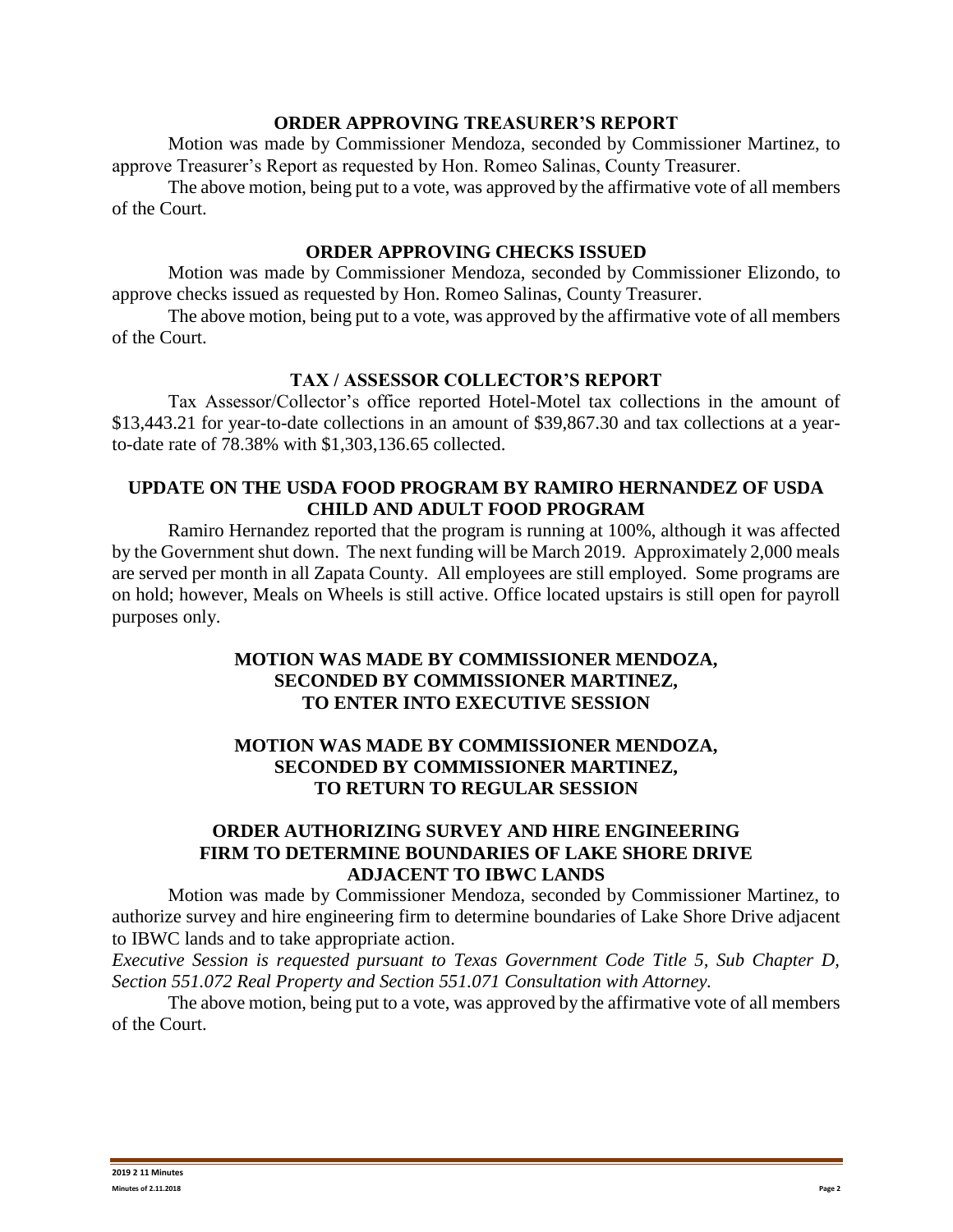## ORDER APPROVING TREASURER'S REPORT

Motion was made by Commissioner Mendoza, seconded by Commissioner Martinez, to approve Treasurer's Report as requested by Hon. Romeo Salinas, County Treasurer.

The above motion, being put to a vote, was approved by the affirmative vote of all members of the Court.

## ORDER APPROVING CHECKS ISSUED

Motion was made by Commissioner Mendoza, seconded by Commissioner Elizondo, to approve checks issued as requested by Hon. Romeo Salinas, County Treasurer.

The above motion, being put to a vote, was approved by the affirmative vote of all members of the Court.

## TAX / ASSESSOR COLLECTOR'S REPORT

Tax Assessor/Collector's office reported Hotel-Motel tax collections in the amount of $13,443.21 for year-to-date collections in an amount of $39,867.30 and tax collections at a year-to-date rate of 78.38% with $1,303,136.65 collected.

## UPDATE ON THE USDA FOOD PROGRAM BY RAMIRO HERNANDEZ OF USDA CHILD AND ADULT FOOD PROGRAM

Ramiro Hernandez reported that the program is running at 100%, although it was affected by the Government shut down. The next funding will be March 2019. Approximately 2,000 meals are served per month in all Zapata County. All employees are still employed. Some programs are on hold; however, Meals on Wheels is still active. Office located upstairs is still open for payroll purposes only.

## MOTION WAS MADE BY COMMISSIONER MENDOZA, SECONDED BY COMMISSIONER MARTINEZ, TO ENTER INTO EXECUTIVE SESSION

## MOTION WAS MADE BY COMMISSIONER MENDOZA, SECONDED BY COMMISSIONER MARTINEZ, TO RETURN TO REGULAR SESSION

## ORDER AUTHORIZING SURVEY AND HIRE ENGINEERING FIRM TO DETERMINE BOUNDARIES OF LAKE SHORE DRIVE ADJACENT TO IBWC LANDS

Motion was made by Commissioner Mendoza, seconded by Commissioner Martinez, to authorize survey and hire engineering firm to determine boundaries of Lake Shore Drive adjacent to IBWC lands and to take appropriate action.

*Executive Session is requested pursuant to Texas Government Code Title 5, Sub Chapter D, Section 551.072 Real Property and Section 551.071 Consultation with Attorney.*

The above motion, being put to a vote, was approved by the affirmative vote of all members of the Court.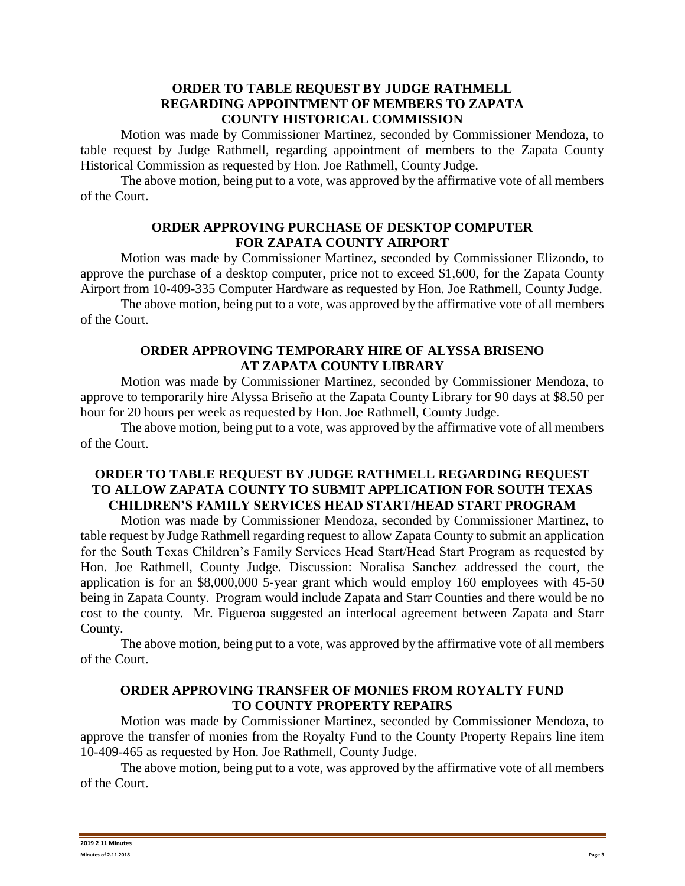### ORDER TO TABLE REQUEST BY JUDGE RATHMELL REGARDING APPOINTMENT OF MEMBERS TO ZAPATA COUNTY HISTORICAL COMMISSION

Motion was made by Commissioner Martinez, seconded by Commissioner Mendoza, to table request by Judge Rathmell, regarding appointment of members to the Zapata County Historical Commission as requested by Hon. Joe Rathmell, County Judge.

The above motion, being put to a vote, was approved by the affirmative vote of all members of the Court.

### ORDER APPROVING PURCHASE OF DESKTOP COMPUTER FOR ZAPATA COUNTY AIRPORT

Motion was made by Commissioner Martinez, seconded by Commissioner Elizondo, to approve the purchase of a desktop computer, price not to exceed $1,600, for the Zapata County Airport from 10-409-335 Computer Hardware as requested by Hon. Joe Rathmell, County Judge.

The above motion, being put to a vote, was approved by the affirmative vote of all members of the Court.

### ORDER APPROVING TEMPORARY HIRE OF ALYSSA BRISENO AT ZAPATA COUNTY LIBRARY

Motion was made by Commissioner Martinez, seconded by Commissioner Mendoza, to approve to temporarily hire Alyssa Briseño at the Zapata County Library for 90 days at $8.50 per hour for 20 hours per week as requested by Hon. Joe Rathmell, County Judge.

The above motion, being put to a vote, was approved by the affirmative vote of all members of the Court.

### ORDER TO TABLE REQUEST BY JUDGE RATHMELL REGARDING REQUEST TO ALLOW ZAPATA COUNTY TO SUBMIT APPLICATION FOR SOUTH TEXAS CHILDREN'S FAMILY SERVICES HEAD START/HEAD START PROGRAM

Motion was made by Commissioner Mendoza, seconded by Commissioner Martinez, to table request by Judge Rathmell regarding request to allow Zapata County to submit an application for the South Texas Children's Family Services Head Start/Head Start Program as requested by Hon. Joe Rathmell, County Judge. Discussion: Noralisa Sanchez addressed the court, the application is for an $8,000,000 5-year grant which would employ 160 employees with 45-50 being in Zapata County. Program would include Zapata and Starr Counties and there would be no cost to the county. Mr. Figueroa suggested an interlocal agreement between Zapata and Starr County.

The above motion, being put to a vote, was approved by the affirmative vote of all members of the Court.

### ORDER APPROVING TRANSFER OF MONIES FROM ROYALTY FUND TO COUNTY PROPERTY REPAIRS

Motion was made by Commissioner Martinez, seconded by Commissioner Mendoza, to approve the transfer of monies from the Royalty Fund to the County Property Repairs line item 10-409-465 as requested by Hon. Joe Rathmell, County Judge.

The above motion, being put to a vote, was approved by the affirmative vote of all members of the Court.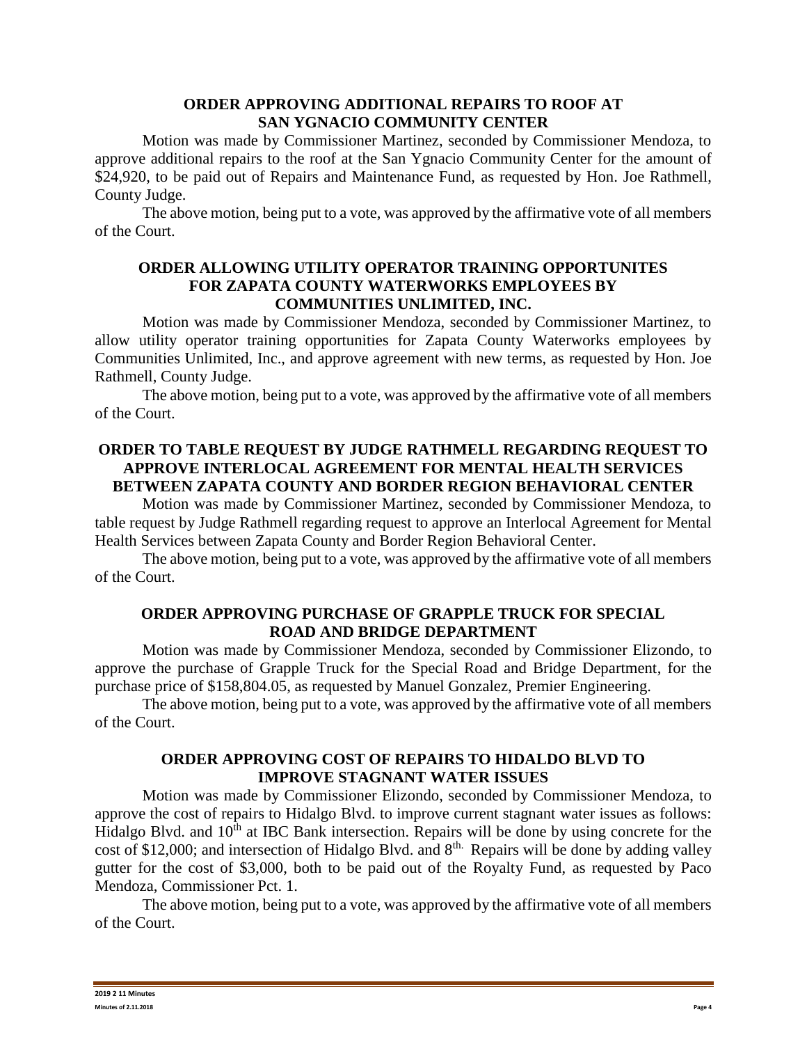## ORDER APPROVING ADDITIONAL REPAIRS TO ROOF AT SAN YGNACIO COMMUNITY CENTER

Motion was made by Commissioner Martinez, seconded by Commissioner Mendoza, to approve additional repairs to the roof at the San Ygnacio Community Center for the amount of $24,920, to be paid out of Repairs and Maintenance Fund, as requested by Hon. Joe Rathmell, County Judge.

The above motion, being put to a vote, was approved by the affirmative vote of all members of the Court.

## ORDER ALLOWING UTILITY OPERATOR TRAINING OPPORTUNITES FOR ZAPATA COUNTY WATERWORKS EMPLOYEES BY COMMUNITIES UNLIMITED, INC.

Motion was made by Commissioner Mendoza, seconded by Commissioner Martinez, to allow utility operator training opportunities for Zapata County Waterworks employees by Communities Unlimited, Inc., and approve agreement with new terms, as requested by Hon. Joe Rathmell, County Judge.

The above motion, being put to a vote, was approved by the affirmative vote of all members of the Court.

## ORDER TO TABLE REQUEST BY JUDGE RATHMELL REGARDING REQUEST TO APPROVE INTERLOCAL AGREEMENT FOR MENTAL HEALTH SERVICES BETWEEN ZAPATA COUNTY AND BORDER REGION BEHAVIORAL CENTER

Motion was made by Commissioner Martinez, seconded by Commissioner Mendoza, to table request by Judge Rathmell regarding request to approve an Interlocal Agreement for Mental Health Services between Zapata County and Border Region Behavioral Center.

The above motion, being put to a vote, was approved by the affirmative vote of all members of the Court.

## ORDER APPROVING PURCHASE OF GRAPPLE TRUCK FOR SPECIAL ROAD AND BRIDGE DEPARTMENT

Motion was made by Commissioner Mendoza, seconded by Commissioner Elizondo, to approve the purchase of Grapple Truck for the Special Road and Bridge Department, for the purchase price of $158,804.05, as requested by Manuel Gonzalez, Premier Engineering.

The above motion, being put to a vote, was approved by the affirmative vote of all members of the Court.

## ORDER APPROVING COST OF REPAIRS TO HIDALDO BLVD TO IMPROVE STAGNANT WATER ISSUES

Motion was made by Commissioner Elizondo, seconded by Commissioner Mendoza, to approve the cost of repairs to Hidalgo Blvd. to improve current stagnant water issues as follows: Hidalgo Blvd. and 10th at IBC Bank intersection. Repairs will be done by using concrete for the cost of $12,000; and intersection of Hidalgo Blvd. and 8th. Repairs will be done by adding valley gutter for the cost of $3,000, both to be paid out of the Royalty Fund, as requested by Paco Mendoza, Commissioner Pct. 1.

The above motion, being put to a vote, was approved by the affirmative vote of all members of the Court.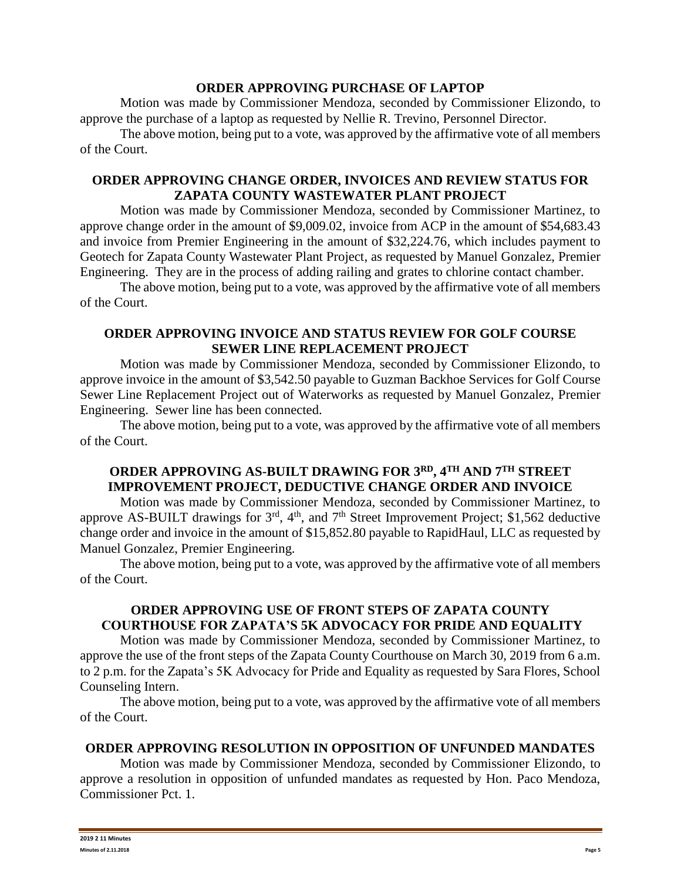**ORDER APPROVING PURCHASE OF LAPTOP**

Motion was made by Commissioner Mendoza, seconded by Commissioner Elizondo, to approve the purchase of a laptop as requested by Nellie R. Trevino, Personnel Director.

The above motion, being put to a vote, was approved by the affirmative vote of all members of the Court.

**ORDER APPROVING CHANGE ORDER, INVOICES AND REVIEW STATUS FOR ZAPATA COUNTY WASTEWATER PLANT PROJECT**

Motion was made by Commissioner Mendoza, seconded by Commissioner Martinez, to approve change order in the amount of $9,009.02, invoice from ACP in the amount of $54,683.43 and invoice from Premier Engineering in the amount of $32,224.76, which includes payment to Geotech for Zapata County Wastewater Plant Project, as requested by Manuel Gonzalez, Premier Engineering. They are in the process of adding railing and grates to chlorine contact chamber.

The above motion, being put to a vote, was approved by the affirmative vote of all members of the Court.

**ORDER APPROVING INVOICE AND STATUS REVIEW FOR GOLF COURSE SEWER LINE REPLACEMENT PROJECT**

Motion was made by Commissioner Mendoza, seconded by Commissioner Elizondo, to approve invoice in the amount of $3,542.50 payable to Guzman Backhoe Services for Golf Course Sewer Line Replacement Project out of Waterworks as requested by Manuel Gonzalez, Premier Engineering. Sewer line has been connected.

The above motion, being put to a vote, was approved by the affirmative vote of all members of the Court.

**ORDER APPROVING AS-BUILT DRAWING FOR 3RD, 4TH AND 7TH STREET IMPROVEMENT PROJECT, DEDUCTIVE CHANGE ORDER AND INVOICE**

Motion was made by Commissioner Mendoza, seconded by Commissioner Martinez, to approve AS-BUILT drawings for 3rd, 4th, and 7th Street Improvement Project; $1,562 deductive change order and invoice in the amount of $15,852.80 payable to RapidHaul, LLC as requested by Manuel Gonzalez, Premier Engineering.

The above motion, being put to a vote, was approved by the affirmative vote of all members of the Court.

**ORDER APPROVING USE OF FRONT STEPS OF ZAPATA COUNTY COURTHOUSE FOR ZAPATA'S 5K ADVOCACY FOR PRIDE AND EQUALITY**

Motion was made by Commissioner Mendoza, seconded by Commissioner Martinez, to approve the use of the front steps of the Zapata County Courthouse on March 30, 2019 from 6 a.m. to 2 p.m. for the Zapata's 5K Advocacy for Pride and Equality as requested by Sara Flores, School Counseling Intern.

The above motion, being put to a vote, was approved by the affirmative vote of all members of the Court.

**ORDER APPROVING RESOLUTION IN OPPOSITION OF UNFUNDED MANDATES**

Motion was made by Commissioner Mendoza, seconded by Commissioner Elizondo, to approve a resolution in opposition of unfunded mandates as requested by Hon. Paco Mendoza, Commissioner Pct. 1.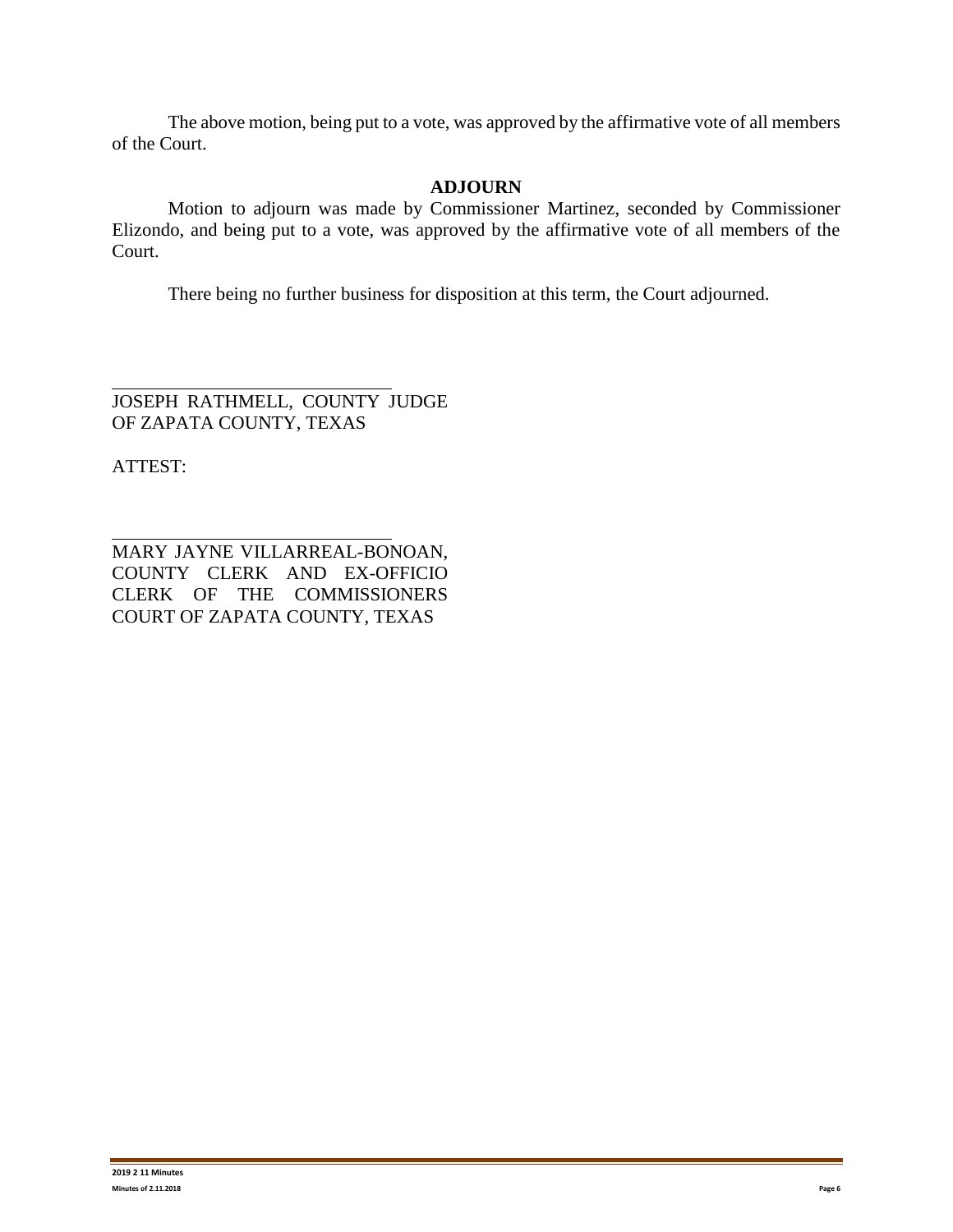The above motion, being put to a vote, was approved by the affirmative vote of all members of the Court.

**ADJOURN**

Motion to adjourn was made by Commissioner Martinez, seconded by Commissioner Elizondo, and being put to a vote, was approved by the affirmative vote of all members of the Court.

There being no further business for disposition at this term, the Court adjourned.

\_\_\_\_\_\_\_\_\_\_\_\_\_\_\_\_\_\_\_\_\_\_\_\_\_\_\_\_\_\_

JOSEPH RATHMELL, COUNTY JUDGE
OF ZAPATA COUNTY, TEXAS

ATTEST:

\_\_\_\_\_\_\_\_\_\_\_\_\_\_\_\_\_\_\_\_\_\_\_\_\_\_\_\_\_\_

MARY JAYNE VILLARREAL-BONOAN,
COUNTY CLERK AND EX-OFFICIO
CLERK OF THE COMMISSIONERS
COURT OF ZAPATA COUNTY, TEXAS